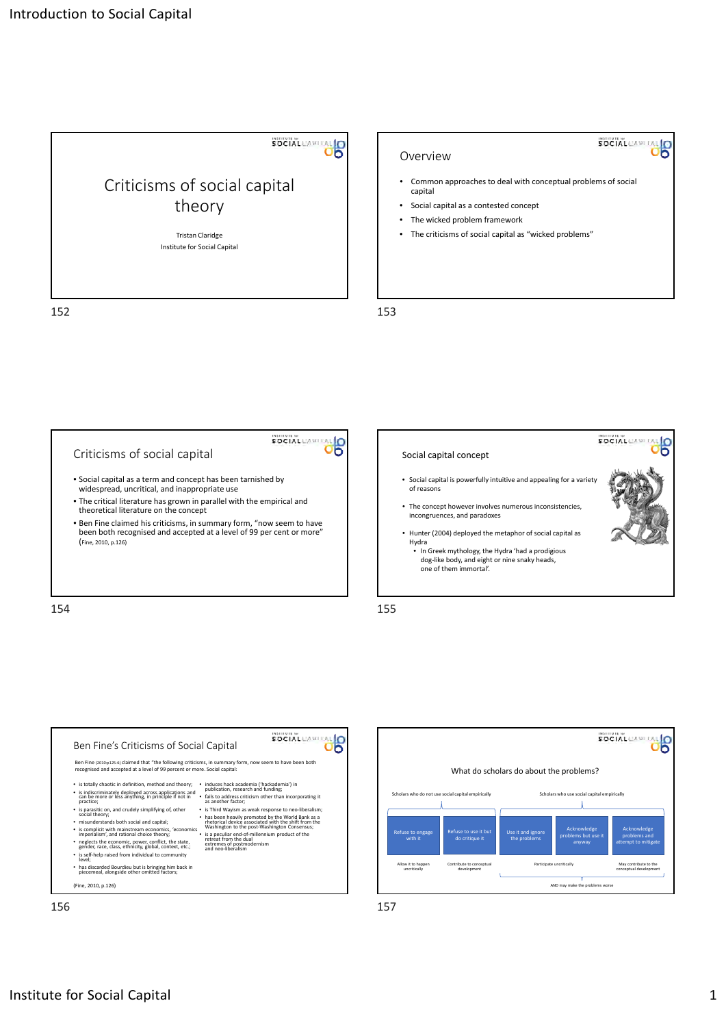## Criticisms of social capital theory

Tristan Claridge

Institute for Social Capital

## Overview

- Common approaches to deal with conceptual problems of social capital
- Social capital as a contested concept
- The wicked problem framework
- The criticisms of social capital as "wicked problems"

## Criticisms of social capital

- Social capital as a term and concept has been tarnished by widespread, uncritical, and inappropriate use
- The critical literature has grown in parallel with the empirical and theoretical literature on the concept
- Ben Fine claimed his criticisms, in summary form, "now seem to have been both recognised and accepted at a level of 99 per cent or more" (Fine, 2010, p.126)

## Social capital concept

- Social capital is powerfully intuitive and appealing for a variety of reasons
- The concept however involves numerous inconsistencies, incongruences, and paradoxes
- Hunter (2004) deployed the metaphor of social capital as Hydra
  - In Greek mythology, the Hydra 'had a prodigious dog-like body, and eight or nine snaky heads, one of them immortal'.

## Ben Fine's Criticisms of Social Capital

Ben Fine (2010:p125-6) claimed that "the following criticisms, in summary form, now seem to have been both recognised and accepted at a level of 99 percent or more. Social capital:

- is totally chaotic in definition, method and theory;
- is indiscriminately deployed across applications and can be more or less anything, in principle if not in practice;
- is parasitic on, and crudely simplifying of, other social theory;
- misunderstands both social and capital;
- is complicit with mainstream economics, 'economics imperialism', and rational choice theory;
- neglects the economic, power, conflict, the state, gender, race, class, ethnicity, global, context, etc.;
- is self-help raised from individual to community level;
- has discarded Bourdieu but is bringing him back in piecemeal, alongside other omitted factors;
- induces hack academia ('hackademia') in publication, research and funding;
- fails to address criticism other than incorporating it as another factor;
- is Third Wayism as weak response to neo-liberalism;
- has been heavily promoted by the World Bank as a rhetorical device associated with the shift from the Washington to the post-Washington Consensus;
- is a peculiar end-of-millennium product of the retreat from the dual extremes of postmodernism and neo-liberalism

(Fine, 2010, p.126)

## What do scholars do about the problems?

Scholars who do not use social capital empirically

Scholars who use social capital empirically

Refuse to engage with it

Refuse to use it but do critique it

Use it and ignore the problems

Acknowledge problems but use it anyway

Acknowledge problems and attempt to mitigate

Allow it to happen uncritically

Contribute to conceptual development

Participate uncritically

May contribute to the conceptual development

AND may make the problems worse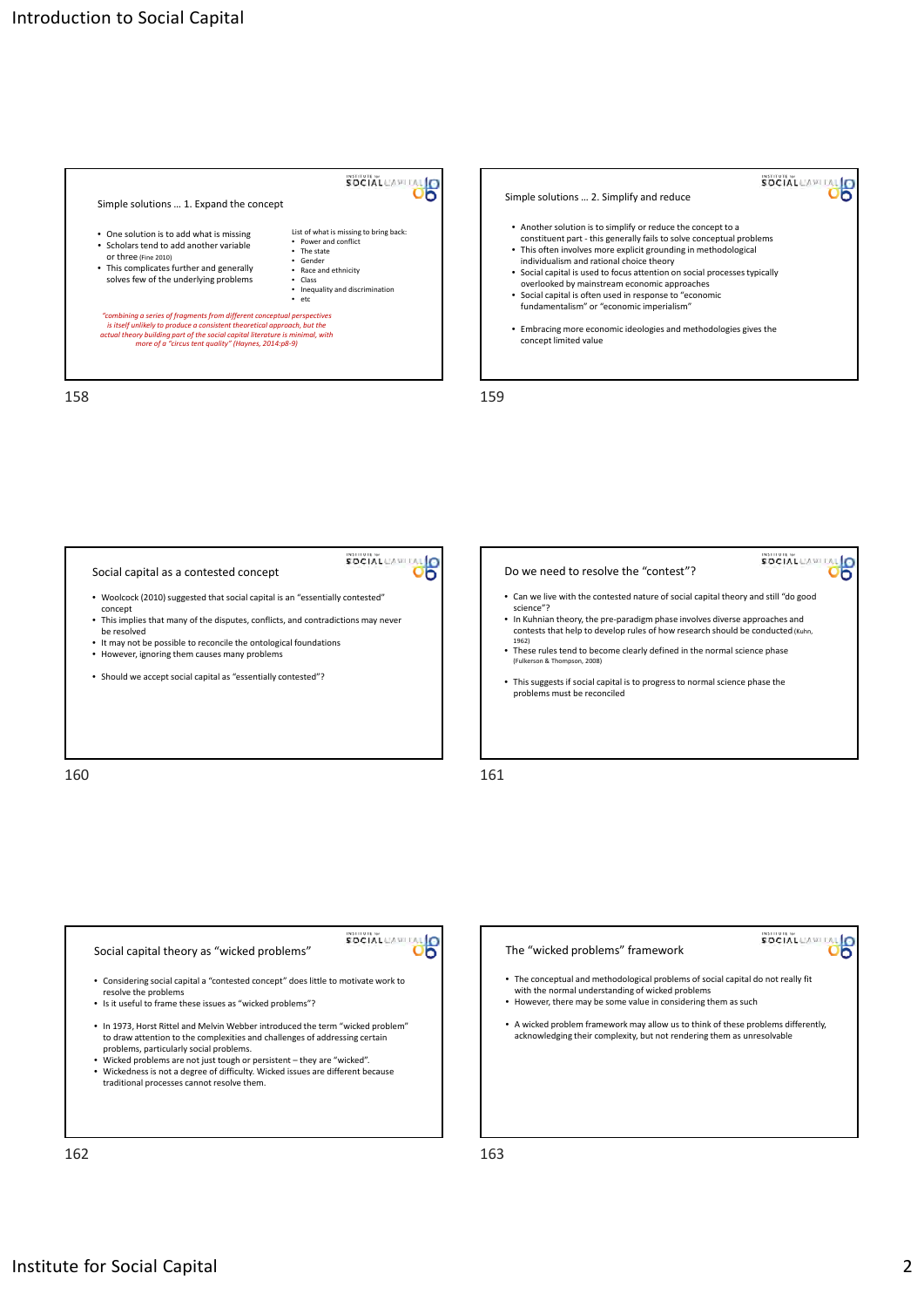## Simple solutions … 1. Expand the concept

- One solution is to add what is missing
- Scholars tend to add another variable or three (Fine 2010)
- This complicates further and generally solves few of the underlying problems

List of what is missing to bring back:

- Power and conflict
- The state
- Gender
- Race and ethnicity
- Class
- Inequality and discrimination
- etc

*"combining a series of fragments from different conceptual perspectives is itself unlikely to produce a consistent theoretical approach, but the actual theory building part of the social capital literature is minimal, with more of a "circus tent quality" (Haynes, 2014:p8-9)*

158

## Simple solutions … 2. Simplify and reduce

- Another solution is to simplify or reduce the concept to a constituent part - this generally fails to solve conceptual problems
- This often involves more explicit grounding in methodological individualism and rational choice theory
- Social capital is used to focus attention on social processes typically overlooked by mainstream economic approaches
- Social capital is often used in response to "economic fundamentalism" or "economic imperialism"

- Embracing more economic ideologies and methodologies gives the concept limited value

159

## Social capital as a contested concept

- Woolcock (2010) suggested that social capital is an "essentially contested" concept
- This implies that many of the disputes, conflicts, and contradictions may never be resolved
- It may not be possible to reconcile the ontological foundations
- However, ignoring them causes many problems

- Should we accept social capital as "essentially contested"?

160

## Do we need to resolve the "contest"?

- Can we live with the contested nature of social capital theory and still "do good science"?
- In Kuhnian theory, the pre-paradigm phase involves diverse approaches and contests that help to develop rules of how research should be conducted (Kuhn, 1962)
- These rules tend to become clearly defined in the normal science phase (Fulkerson & Thompson, 2008)

- This suggests if social capital is to progress to normal science phase the problems must be reconciled

161

## Social capital theory as "wicked problems"

- Considering social capital a "contested concept" does little to motivate work to resolve the problems
- Is it useful to frame these issues as "wicked problems"?

- In 1973, Horst Rittel and Melvin Webber introduced the term "wicked problem" to draw attention to the complexities and challenges of addressing certain problems, particularly social problems.
- Wicked problems are not just tough or persistent – they are "wicked".
- Wickedness is not a degree of difficulty. Wicked issues are different because traditional processes cannot resolve them.

162

## The "wicked problems" framework

- The conceptual and methodological problems of social capital do not really fit with the normal understanding of wicked problems
- However, there may be some value in considering them as such

- A wicked problem framework may allow us to think of these problems differently, acknowledging their complexity, but not rendering them as unresolvable

163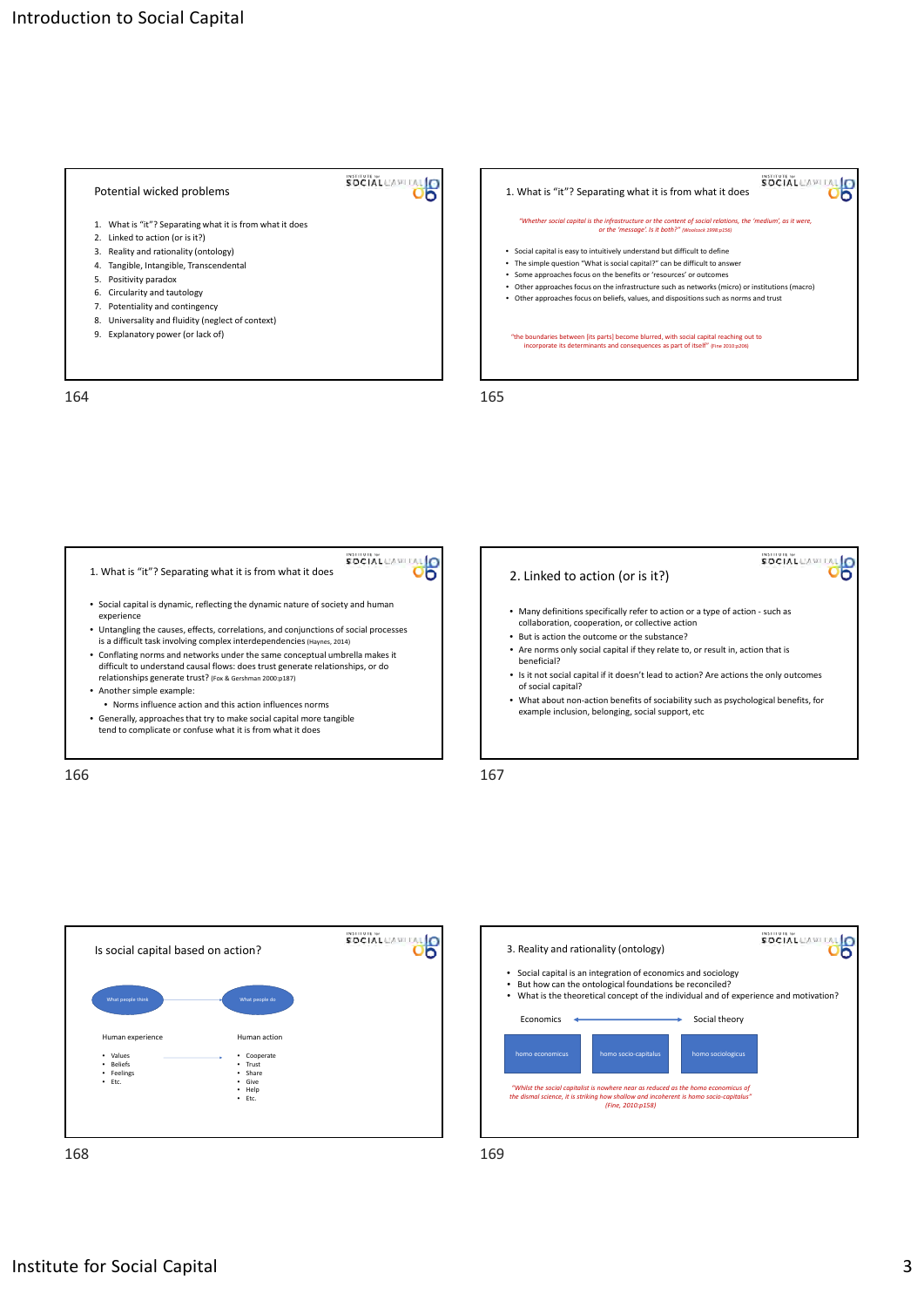## Potential wicked problems

1. What is "it"? Separating what it is from what it does
2. Linked to action (or is it?)
3. Reality and rationality (ontology)
4. Tangible, Intangible, Transcendental
5. Positivity paradox
6. Circularity and tautology
7. Potentiality and contingency
8. Universality and fluidity (neglect of context)
9. Explanatory power (or lack of)

## 1. What is "it"? Separating what it is from what it does

*"Whether social capital is the infrastructure or the content of social relations, the 'medium', as it were, or the 'message'. Is it both?"* (Woolcock 1998:p156)

- Social capital is easy to intuitively understand but difficult to define
- The simple question "What is social capital?" can be difficult to answer
- Some approaches focus on the benefits or 'resources' or outcomes
- Other approaches focus on the infrastructure such as networks (micro) or institutions (macro)
- Other approaches focus on beliefs, values, and dispositions such as norms and trust

"the boundaries between [its parts] become blurred, with social capital reaching out to incorporate its determinants and consequences as part of itself" (Fine 2010:p206)

## 1. What is "it"? Separating what it is from what it does

- Social capital is dynamic, reflecting the dynamic nature of society and human experience
- Untangling the causes, effects, correlations, and conjunctions of social processes is a difficult task involving complex interdependencies (Haynes, 2014)
- Conflating norms and networks under the same conceptual umbrella makes it difficult to understand causal flows: does trust generate relationships, or do relationships generate trust? (Fox & Gershman 2000:p187)
- Another simple example:
  - Norms influence action and this action influences norms
- Generally, approaches that try to make social capital more tangible tend to complicate or confuse what it is from what it does

## 2. Linked to action (or is it?)

- Many definitions specifically refer to action or a type of action - such as collaboration, cooperation, or collective action
- But is action the outcome or the substance?
- Are norms only social capital if they relate to, or result in, action that is beneficial?
- Is it not social capital if it doesn't lead to action? Are actions the only outcomes of social capital?
- What about non-action benefits of sociability such as psychological benefits, for example inclusion, belonging, social support, etc

## Is social capital based on action?

What people think → What people do

Human experience
- Values
- Beliefs
- Feelings
- Etc.

Human action
- Cooperate
- Trust
- Share
- Give
- Help
- Etc.

## 3. Reality and rationality (ontology)

- Social capital is an integration of economics and sociology
- But how can the ontological foundations be reconciled?
- What is the theoretical concept of the individual and of experience and motivation?

Economics ↔ Social theory

homo economicus | homo socio-capitalus | homo sociologicus

*"Whilst the social capitalist is nowhere near as reduced as the homo economicus of the dismal science, it is striking how shallow and incoherent is homo socio-capitalus"* (Fine, 2010:p158)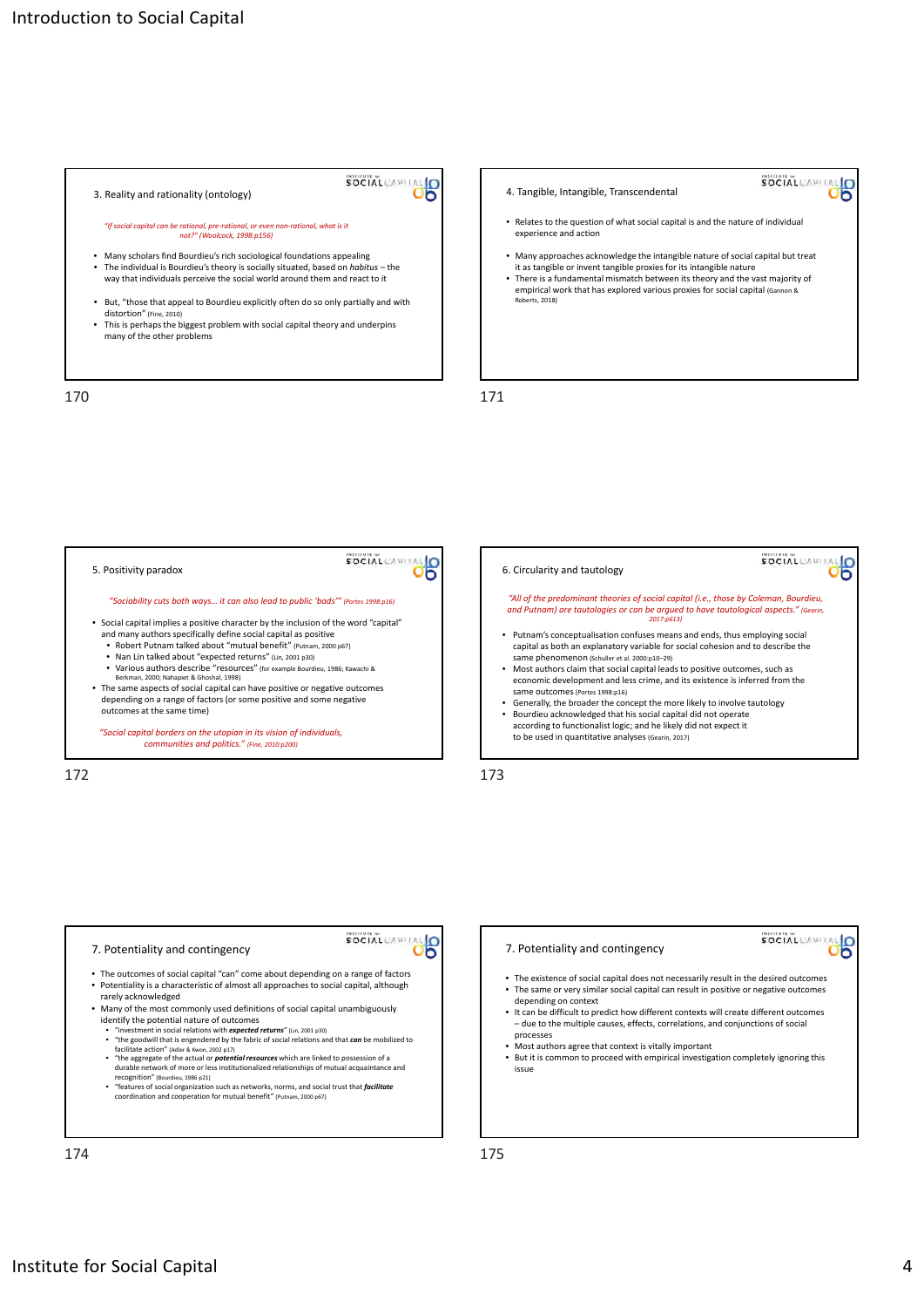## 3. Reality and rationality (ontology)

*"If social capital can be rational, pre-rational, or even non-rational, what is it not?" (Woolcock, 1998:p156)*

- Many scholars find Bourdieu's rich sociological foundations appealing
- The individual is Bourdieu's theory is socially situated, based on *habitus* – the way that individuals perceive the social world around them and react to it

- But, "those that appeal to Bourdieu explicitly often do so only partially and with distortion" (Fine, 2010)
- This is perhaps the biggest problem with social capital theory and underpins many of the other problems

## 4. Tangible, Intangible, Transcendental

- Relates to the question of what social capital is and the nature of individual experience and action

- Many approaches acknowledge the intangible nature of social capital but treat it as tangible or invent tangible proxies for its intangible nature
- There is a fundamental mismatch between its theory and the vast majority of empirical work that has explored various proxies for social capital (Gannon & Roberts, 2018)

## 5. Positivity paradox

*"Sociability cuts both ways… it can also lead to public 'bads'" (Portes 1998:p16)*

- Social capital implies a positive character by the inclusion of the word "capital" and many authors specifically define social capital as positive
  - Robert Putnam talked about "mutual benefit" (Putnam, 2000 p67)
  - Nan Lin talked about "expected returns" (Lin, 2001 p30)
  - Various authors describe "resources" (for example Bourdieu, 1986; Kawachi & Berkman, 2000; Nahapiet & Ghoshal, 1998)
- The same aspects of social capital can have positive or negative outcomes depending on a range of factors (or some positive and some negative outcomes at the same time)

*"Social capital borders on the utopian in its vision of individuals, communities and politics." (Fine, 2010:p200)*

## 6. Circularity and tautology

*"All of the predominant theories of social capital (i.e., those by Coleman, Bourdieu, and Putnam) are tautologies or can be argued to have tautological aspects." (Gearin, 2017:p613)*

- Putnam's conceptualisation confuses means and ends, thus employing social capital as both an explanatory variable for social cohesion and to describe the same phenomenon (Schuller et al. 2000:p10–29)
- Most authors claim that social capital leads to positive outcomes, such as economic development and less crime, and its existence is inferred from the same outcomes (Portes 1998:p16)
- Generally, the broader the concept the more likely to involve tautology
- Bourdieu acknowledged that his social capital did not operate according to functionalist logic; and he likely did not expect it to be used in quantitative analyses (Gearin, 2017)

## 7. Potentiality and contingency

- The outcomes of social capital "can" come about depending on a range of factors
- Potentiality is a characteristic of almost all approaches to social capital, although rarely acknowledged
- Many of the most commonly used definitions of social capital unambiguously identify the potential nature of outcomes
  - "investment in social relations with ***expected returns***" (Lin, 2001 p30)
  - "the goodwill that is engendered by the fabric of social relations and that ***can*** be mobilized to facilitate action" (Adler & Kwon, 2002 p17)
  - "the aggregate of the actual or ***potential resources*** which are linked to possession of a durable network of more or less institutionalized relationships of mutual acquaintance and recognition" (Bourdieu, 1986 p21)
  - "features of social organization such as networks, norms, and social trust that ***facilitate*** coordination and cooperation for mutual benefit" (Putnam, 2000 p67)

## 7. Potentiality and contingency

- The existence of social capital does not necessarily result in the desired outcomes
- The same or very similar social capital can result in positive or negative outcomes depending on context
- It can be difficult to predict how different contexts will create different outcomes – due to the multiple causes, effects, correlations, and conjunctions of social processes
- Most authors agree that context is vitally important
- But it is common to proceed with empirical investigation completely ignoring this issue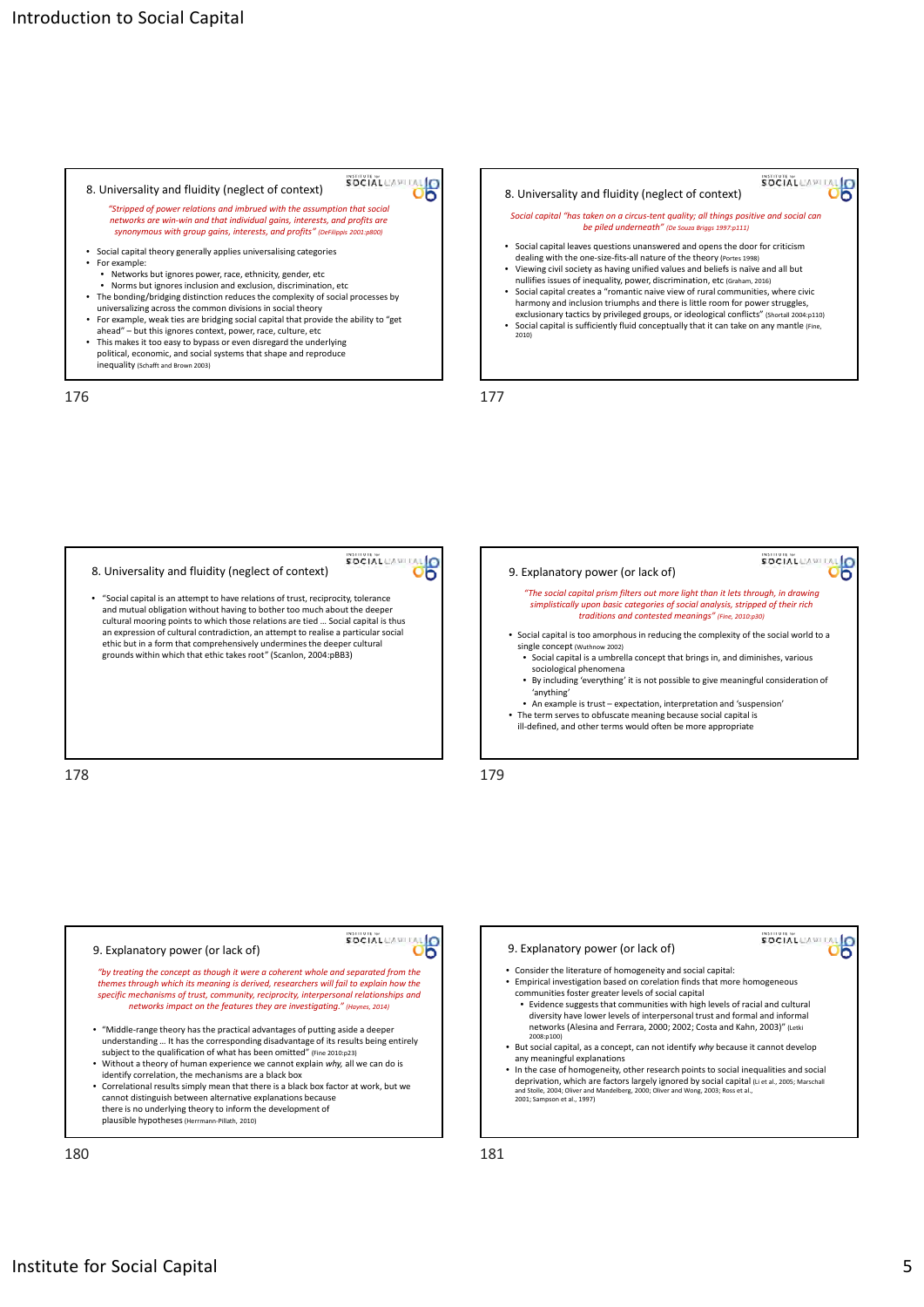## 8. Universality and fluidity (neglect of context)

*"Stripped of power relations and imbrued with the assumption that social networks are win-win and that individual gains, interests, and profits are synonymous with group gains, interests, and profits" (DeFilippis 2001:p800)*

- Social capital theory generally applies universalising categories
- For example:
  - Networks but ignores power, race, ethnicity, gender, etc
  - Norms but ignores inclusion and exclusion, discrimination, etc
- The bonding/bridging distinction reduces the complexity of social processes by universalizing across the common divisions in social theory
- For example, weak ties are bridging social capital that provide the ability to "get ahead" – but this ignores context, power, race, culture, etc
- This makes it too easy to bypass or even disregard the underlying political, economic, and social systems that shape and reproduce inequality (Schafft and Brown 2003)

## 8. Universality and fluidity (neglect of context)

*Social capital "has taken on a circus-tent quality; all things positive and social can be piled underneath" (De Souza Briggs 1997:p111)*

- Social capital leaves questions unanswered and opens the door for criticism dealing with the one-size-fits-all nature of the theory (Portes 1998)
- Viewing civil society as having unified values and beliefs is naive and all but nullifies issues of inequality, power, discrimination, etc (Graham, 2016)
- Social capital creates a "romantic naive view of rural communities, where civic harmony and inclusion triumphs and there is little room for power struggles, exclusionary tactics by privileged groups, or ideological conflicts" (Shortall 2004:p110)
- Social capital is sufficiently fluid conceptually that it can take on any mantle (Fine, 2010)

## 8. Universality and fluidity (neglect of context)

- "Social capital is an attempt to have relations of trust, reciprocity, tolerance and mutual obligation without having to bother too much about the deeper cultural mooring points to which those relations are tied … Social capital is thus an expression of cultural contradiction, an attempt to realise a particular social ethic but in a form that comprehensively undermines the deeper cultural grounds within which that ethic takes root" (Scanlon, 2004:pBB3)

## 9. Explanatory power (or lack of)

*"The social capital prism filters out more light than it lets through, in drawing simplistically upon basic categories of social analysis, stripped of their rich traditions and contested meanings" (Fine, 2010:p30)*

- Social capital is too amorphous in reducing the complexity of the social world to a single concept (Wuthnow 2002)
  - Social capital is a umbrella concept that brings in, and diminishes, various sociological phenomena
  - By including 'everything' it is not possible to give meaningful consideration of 'anything'
  - An example is trust – expectation, interpretation and 'suspension'
- The term serves to obfuscate meaning because social capital is ill-defined, and other terms would often be more appropriate

## 9. Explanatory power (or lack of)

*"by treating the concept as though it were a coherent whole and separated from the themes through which its meaning is derived, researchers will fail to explain how the specific mechanisms of trust, community, reciprocity, interpersonal relationships and networks impact on the features they are investigating." (Haynes, 2014)*

- "Middle-range theory has the practical advantages of putting aside a deeper understanding … It has the corresponding disadvantage of its results being entirely subject to the qualification of what has been omitted" (Fine 2010:p23)
- Without a theory of human experience we cannot explain *why,* all we can do is identify correlation, the mechanisms are a black box
- Correlational results simply mean that there is a black box factor at work, but we cannot distinguish between alternative explanations because there is no underlying theory to inform the development of plausible hypotheses (Herrmann-Pillath, 2010)

## 9. Explanatory power (or lack of)

- Consider the literature of homogeneity and social capital:
- Empirical investigation based on corelation finds that more homogeneous communities foster greater levels of social capital
  - Evidence suggests that communities with high levels of racial and cultural diversity have lower levels of interpersonal trust and formal and informal networks (Alesina and Ferrara, 2000; 2002; Costa and Kahn, 2003)" (Letki 2008:p100)
- But social capital, as a concept, can not identify *why* because it cannot develop any meaningful explanations
- In the case of homogeneity, other research points to social inequalities and social deprivation, which are factors largely ignored by social capital (Li et al., 2005; Marschall and Stolle, 2004; Oliver and Mandelberg, 2000; Oliver and Wong, 2003; Ross et al., 2001; Sampson et al., 1997)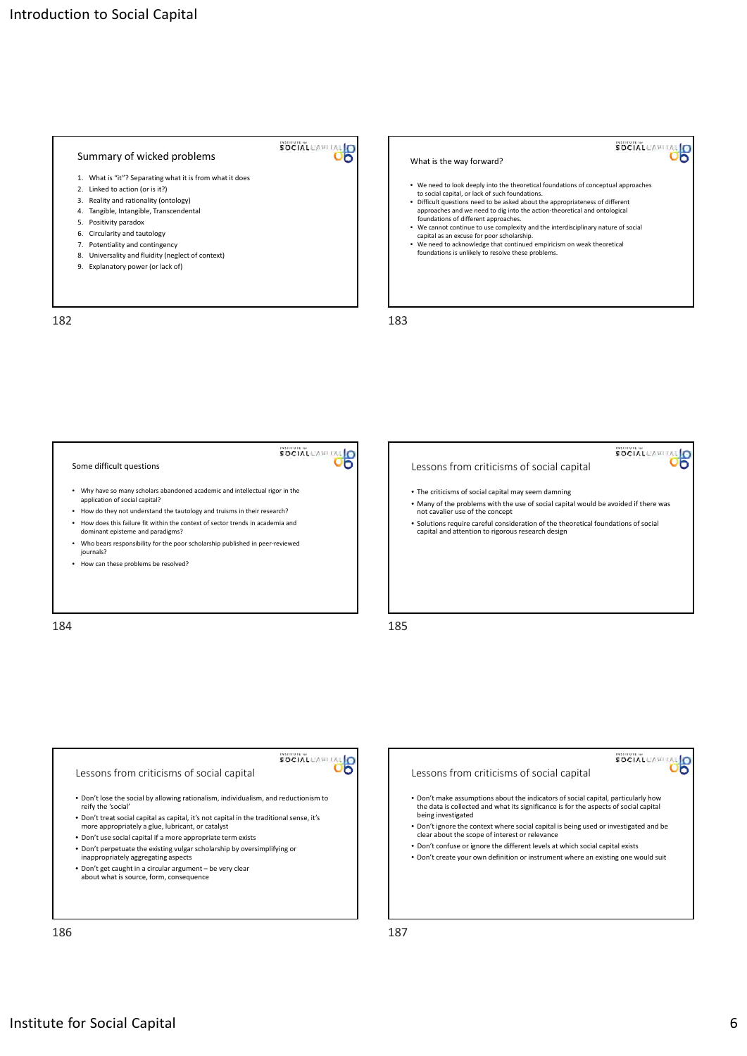## Summary of wicked problems

1. What is “it”? Separating what it is from what it does
2. Linked to action (or is it?)
3. Reality and rationality (ontology)
4. Tangible, Intangible, Transcendental
5. Positivity paradox
6. Circularity and tautology
7. Potentiality and contingency
8. Universality and fluidity (neglect of context)
9. Explanatory power (or lack of)

## What is the way forward?

- We need to look deeply into the theoretical foundations of conceptual approaches to social capital, or lack of such foundations.
- Difficult questions need to be asked about the appropriateness of different approaches and we need to dig into the action-theoretical and ontological foundations of different approaches.
- We cannot continue to use complexity and the interdisciplinary nature of social capital as an excuse for poor scholarship.
- We need to acknowledge that continued empiricism on weak theoretical foundations is unlikely to resolve these problems.

## Some difficult questions

- Why have so many scholars abandoned academic and intellectual rigor in the application of social capital?
- How do they not understand the tautology and truisms in their research?
- How does this failure fit within the context of sector trends in academia and dominant episteme and paradigms?
- Who bears responsibility for the poor scholarship published in peer-reviewed journals?
- How can these problems be resolved?

## Lessons from criticisms of social capital

- The criticisms of social capital may seem damning
- Many of the problems with the use of social capital would be avoided if there was not cavalier use of the concept
- Solutions require careful consideration of the theoretical foundations of social capital and attention to rigorous research design

## Lessons from criticisms of social capital

- Don’t lose the social by allowing rationalism, individualism, and reductionism to reify the ‘social’
- Don’t treat social capital as capital, it’s not capital in the traditional sense, it’s more appropriately a glue, lubricant, or catalyst
- Don’t use social capital if a more appropriate term exists
- Don’t perpetuate the existing vulgar scholarship by oversimplifying or inappropriately aggregating aspects
- Don’t get caught in a circular argument – be very clear about what is source, form, consequence

## Lessons from criticisms of social capital

- Don’t make assumptions about the indicators of social capital, particularly how the data is collected and what its significance is for the aspects of social capital being investigated
- Don’t ignore the context where social capital is being used or investigated and be clear about the scope of interest or relevance
- Don’t confuse or ignore the different levels at which social capital exists
- Don’t create your own definition or instrument where an existing one would suit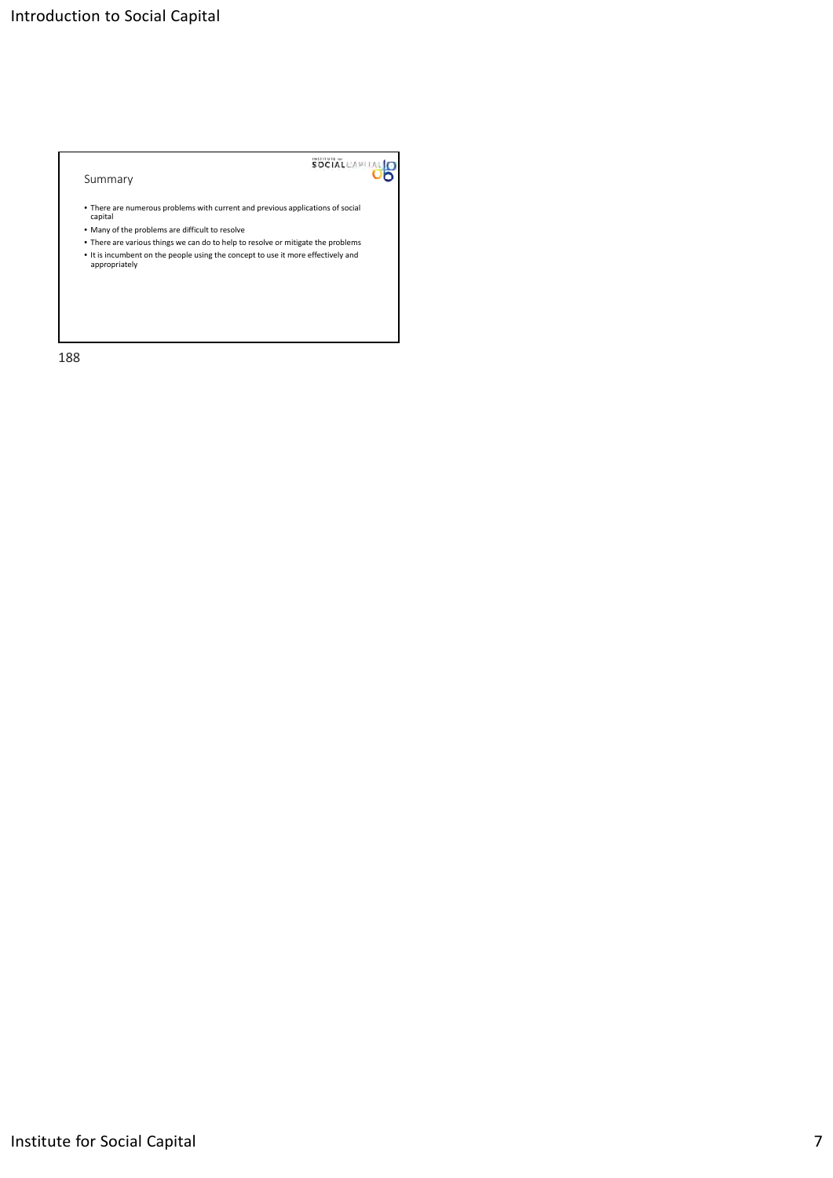## Summary

- There are numerous problems with current and previous applications of social capital
- Many of the problems are difficult to resolve
- There are various things we can do to help to resolve or mitigate the problems
- It is incumbent on the people using the concept to use it more effectively and appropriately

188